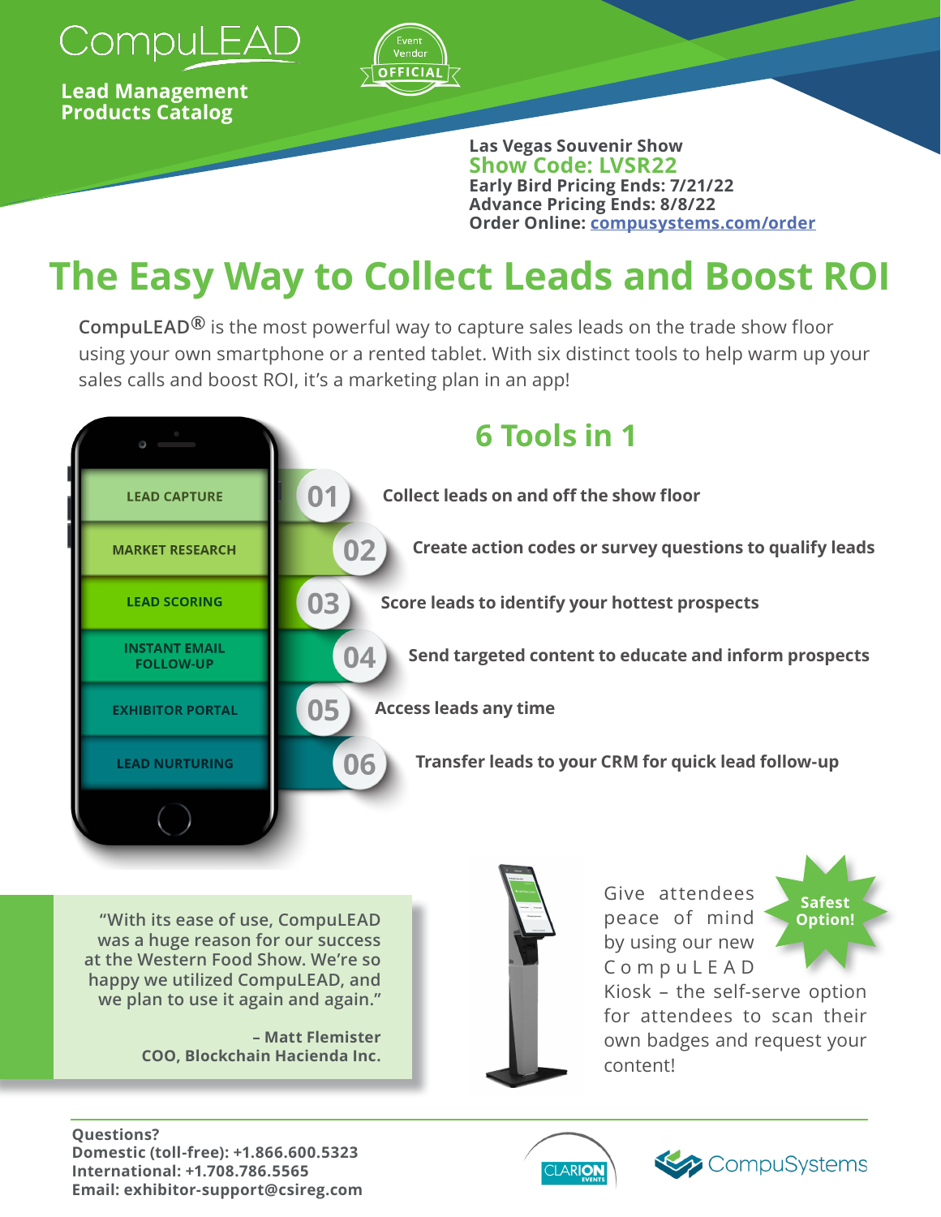# CompuLEAD

**Lead Management Products Catalog**

Event Vendor OFFICIAL

**Las Vegas Souvenir Show**
**Show Code: LVSR22**
**Early Bird Pricing Ends: 7/21/22**
**Advance Pricing Ends: 8/8/22**
**Order Online: compusystems.com/order**

## The Easy Way to Collect Leads and Boost ROI

**CompuLEAD®** is the most powerful way to capture sales leads on the trade show floor using your own smartphone or a rented tablet. With six distinct tools to help warm up your sales calls and boost ROI, it's a marketing plan in an app!

## 6 Tools in 1

- **01 LEAD CAPTURE** – **Collect leads on and off the show floor**
- **02 MARKET RESEARCH** – **Create action codes or survey questions to qualify leads**
- **03 LEAD SCORING** – **Score leads to identify your hottest prospects**
- **04 INSTANT EMAIL FOLLOW-UP** – **Send targeted content to educate and inform prospects**
- **05 EXHIBITOR PORTAL** – **Access leads any time**
- **06 LEAD NURTURING** – **Transfer leads to your CRM for quick lead follow-up**

"With its ease of use, CompuLEAD was a huge reason for our success at the Western Food Show. We're so happy we utilized CompuLEAD, and we plan to use it again and again."

**– Matt Flemister**
**COO, Blockchain Hacienda Inc.**

**Safest Option!**

Give attendees peace of mind by using our new CompuLEAD Kiosk – the self-serve option for attendees to scan their own badges and request your content!

**Questions?**
**Domestic (toll-free): +1.866.600.5323**
**International: +1.708.786.5565**
**Email: exhibitor-support@csireg.com**

CLARION EVENTS | CompuSystems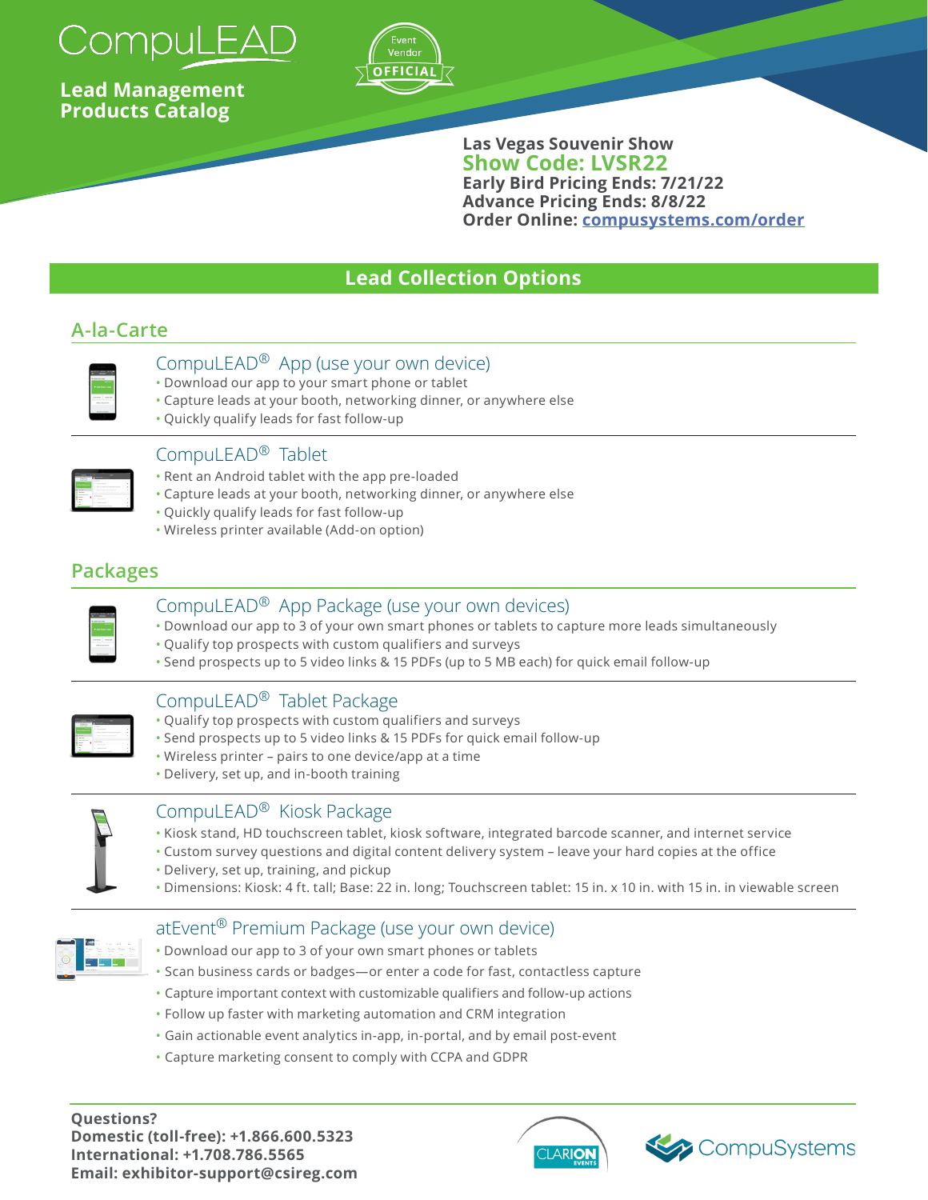# CompuLEAD

**Lead Management Products Catalog**

Event Vendor OFFICIAL

**Las Vegas Souvenir Show**
**Show Code: LVSR22**
**Early Bird Pricing Ends: 7/21/22**
**Advance Pricing Ends: 8/8/22**
**Order Online: compusystems.com/order**

## Lead Collection Options

### A-la-Carte

#### CompuLEAD® App (use your own device)

- Download our app to your smart phone or tablet
- Capture leads at your booth, networking dinner, or anywhere else
- Quickly qualify leads for fast follow-up

#### CompuLEAD® Tablet

- Rent an Android tablet with the app pre-loaded
- Capture leads at your booth, networking dinner, or anywhere else
- Quickly qualify leads for fast follow-up
- Wireless printer available (Add-on option)

### Packages

#### CompuLEAD® App Package (use your own devices)

- Download our app to 3 of your own smart phones or tablets to capture more leads simultaneously
- Qualify top prospects with custom qualifiers and surveys
- Send prospects up to 5 video links & 15 PDFs (up to 5 MB each) for quick email follow-up

#### CompuLEAD® Tablet Package

- Qualify top prospects with custom qualifiers and surveys
- Send prospects up to 5 video links & 15 PDFs for quick email follow-up
- Wireless printer – pairs to one device/app at a time
- Delivery, set up, and in-booth training

#### CompuLEAD® Kiosk Package

- Kiosk stand, HD touchscreen tablet, kiosk software, integrated barcode scanner, and internet service
- Custom survey questions and digital content delivery system – leave your hard copies at the office
- Delivery, set up, training, and pickup
- Dimensions: Kiosk: 4 ft. tall; Base: 22 in. long; Touchscreen tablet: 15 in. x 10 in. with 15 in. in viewable screen

#### atEvent® Premium Package (use your own device)

- Download our app to 3 of your own smart phones or tablets
- Scan business cards or badges—or enter a code for fast, contactless capture
- Capture important context with customizable qualifiers and follow-up actions
- Follow up faster with marketing automation and CRM integration
- Gain actionable event analytics in-app, in-portal, and by email post-event
- Capture marketing consent to comply with CCPA and GDPR

**Questions?**
**Domestic (toll-free): +1.866.600.5323**
**International: +1.708.786.5565**
**Email: exhibitor-support@csireg.com**

CLARION EVENTS

CompuSystems